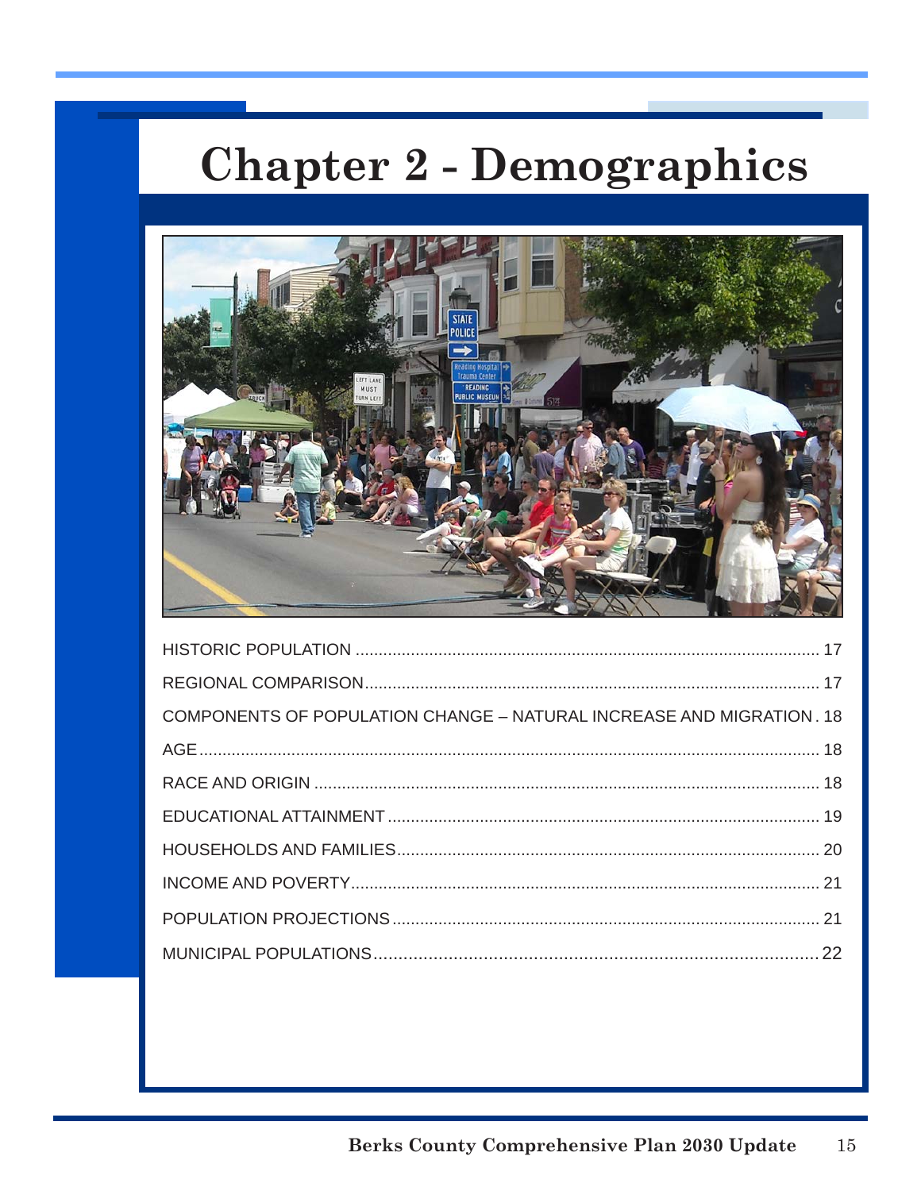# Chapter 2 - Demographics

| | |
|---|---|
| HISTORIC POPULATION | 17 |
| REGIONAL COMPARISON | 17 |
| COMPONENTS OF POPULATION CHANGE – NATURAL INCREASE AND MIGRATION | 18 |
| AGE | 18 |
| RACE AND ORIGIN | 18 |
| EDUCATIONAL ATTAINMENT | 19 |
| HOUSEHOLDS AND FAMILIES | 20 |
| INCOME AND POVERTY | 21 |
| POPULATION PROJECTIONS | 21 |
| MUNICIPAL POPULATIONS | 22 |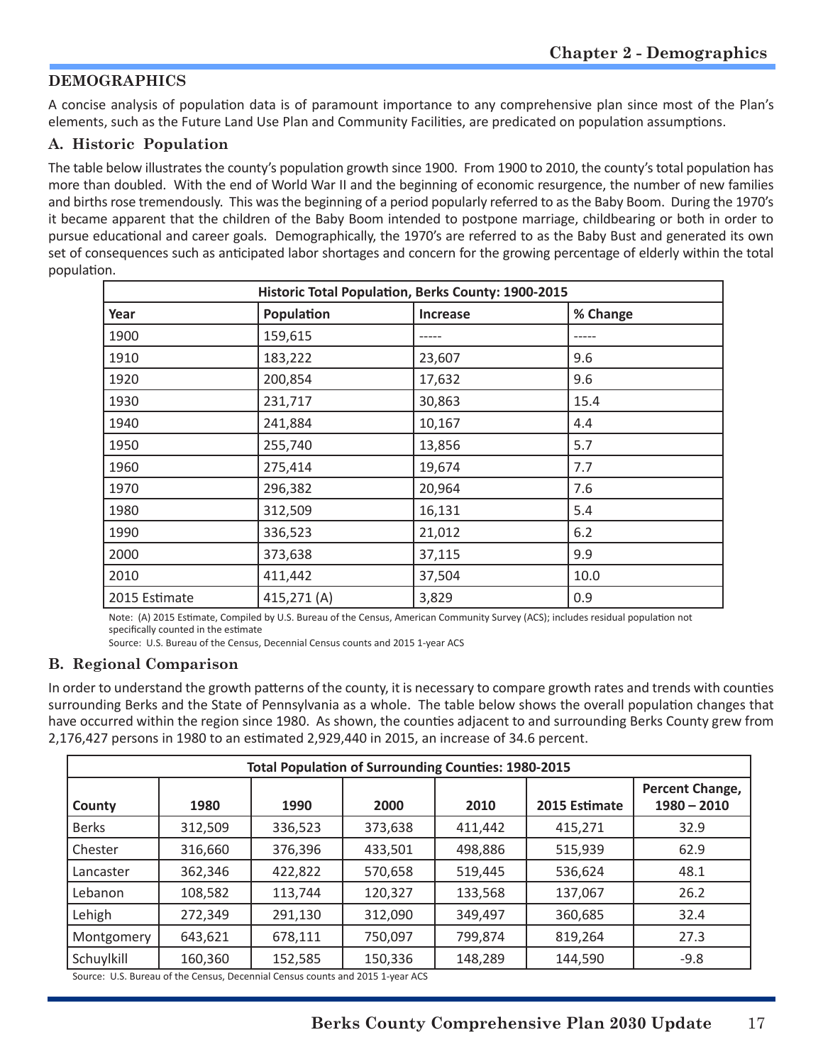## DEMOGRAPHICS

A concise analysis of population data is of paramount importance to any comprehensive plan since most of the Plan's elements, such as the Future Land Use Plan and Community Facilities, are predicated on population assumptions.

### A. Historic Population

The table below illustrates the county's population growth since 1900. From 1900 to 2010, the county's total population has more than doubled. With the end of World War II and the beginning of economic resurgence, the number of new families and births rose tremendously. This was the beginning of a period popularly referred to as the Baby Boom. During the 1970's it became apparent that the children of the Baby Boom intended to postpone marriage, childbearing or both in order to pursue educational and career goals. Demographically, the 1970's are referred to as the Baby Bust and generated its own set of consequences such as anticipated labor shortages and concern for the growing percentage of elderly within the total population.

| Historic Total Population, Berks County: 1900-2015 | | | |
|---|---|---|---|
| **Year** | **Population** | **Increase** | **% Change** |
| 1900 | 159,615 | ----- | ----- |
| 1910 | 183,222 | 23,607 | 9.6 |
| 1920 | 200,854 | 17,632 | 9.6 |
| 1930 | 231,717 | 30,863 | 15.4 |
| 1940 | 241,884 | 10,167 | 4.4 |
| 1950 | 255,740 | 13,856 | 5.7 |
| 1960 | 275,414 | 19,674 | 7.7 |
| 1970 | 296,382 | 20,964 | 7.6 |
| 1980 | 312,509 | 16,131 | 5.4 |
| 1990 | 336,523 | 21,012 | 6.2 |
| 2000 | 373,638 | 37,115 | 9.9 |
| 2010 | 411,442 | 37,504 | 10.0 |
| 2015 Estimate | 415,271 (A) | 3,829 | 0.9 |

Note: (A) 2015 Estimate, Compiled by U.S. Bureau of the Census, American Community Survey (ACS); includes residual population not specifically counted in the estimate

Source: U.S. Bureau of the Census, Decennial Census counts and 2015 1-year ACS

### B. Regional Comparison

In order to understand the growth patterns of the county, it is necessary to compare growth rates and trends with counties surrounding Berks and the State of Pennsylvania as a whole. The table below shows the overall population changes that have occurred within the region since 1980. As shown, the counties adjacent to and surrounding Berks County grew from 2,176,427 persons in 1980 to an estimated 2,929,440 in 2015, an increase of 34.6 percent.

| Total Population of Surrounding Counties: 1980-2015 | | | | | | |
|---|---|---|---|---|---|---|
| **County** | **1980** | **1990** | **2000** | **2010** | **2015 Estimate** | **Percent Change, 1980 – 2010** |
| Berks | 312,509 | 336,523 | 373,638 | 411,442 | 415,271 | 32.9 |
| Chester | 316,660 | 376,396 | 433,501 | 498,886 | 515,939 | 62.9 |
| Lancaster | 362,346 | 422,822 | 570,658 | 519,445 | 536,624 | 48.1 |
| Lebanon | 108,582 | 113,744 | 120,327 | 133,568 | 137,067 | 26.2 |
| Lehigh | 272,349 | 291,130 | 312,090 | 349,497 | 360,685 | 32.4 |
| Montgomery | 643,621 | 678,111 | 750,097 | 799,874 | 819,264 | 27.3 |
| Schuylkill | 160,360 | 152,585 | 150,336 | 148,289 | 144,590 | -9.8 |

Source: U.S. Bureau of the Census, Decennial Census counts and 2015 1-year ACS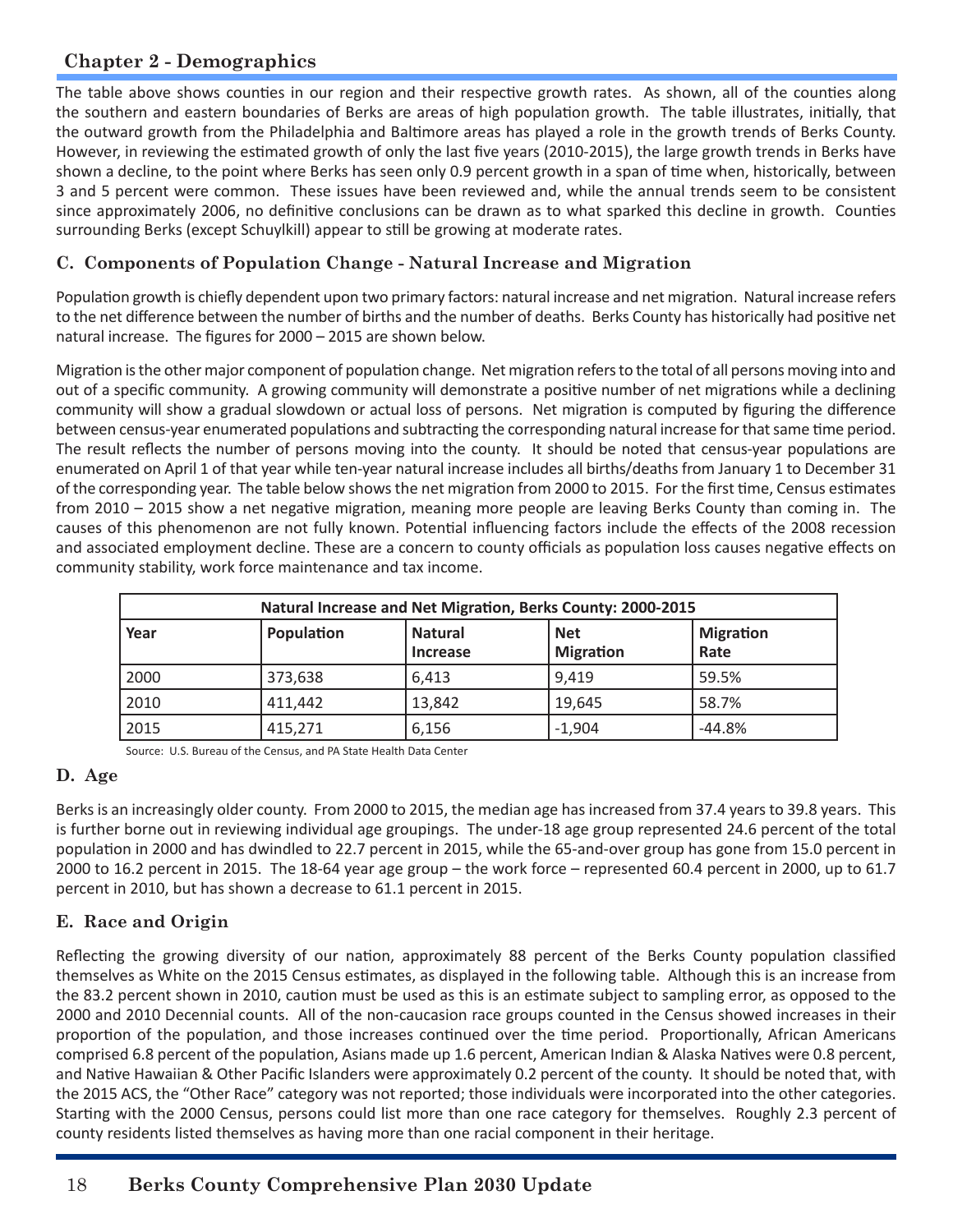The table above shows counties in our region and their respective growth rates. As shown, all of the counties along the southern and eastern boundaries of Berks are areas of high population growth. The table illustrates, initially, that the outward growth from the Philadelphia and Baltimore areas has played a role in the growth trends of Berks County. However, in reviewing the estimated growth of only the last five years (2010-2015), the large growth trends in Berks have shown a decline, to the point where Berks has seen only 0.9 percent growth in a span of time when, historically, between 3 and 5 percent were common. These issues have been reviewed and, while the annual trends seem to be consistent since approximately 2006, no definitive conclusions can be drawn as to what sparked this decline in growth. Counties surrounding Berks (except Schuylkill) appear to still be growing at moderate rates.

### C. Components of Population Change - Natural Increase and Migration

Population growth is chiefly dependent upon two primary factors: natural increase and net migration. Natural increase refers to the net difference between the number of births and the number of deaths. Berks County has historically had positive net natural increase. The figures for 2000 – 2015 are shown below.

Migration is the other major component of population change. Net migration refers to the total of all persons moving into and out of a specific community. A growing community will demonstrate a positive number of net migrations while a declining community will show a gradual slowdown or actual loss of persons. Net migration is computed by figuring the difference between census-year enumerated populations and subtracting the corresponding natural increase for that same time period. The result reflects the number of persons moving into the county. It should be noted that census-year populations are enumerated on April 1 of that year while ten-year natural increase includes all births/deaths from January 1 to December 31 of the corresponding year. The table below shows the net migration from 2000 to 2015. For the first time, Census estimates from 2010 – 2015 show a net negative migration, meaning more people are leaving Berks County than coming in. The causes of this phenomenon are not fully known. Potential influencing factors include the effects of the 2008 recession and associated employment decline. These are a concern to county officials as population loss causes negative effects on community stability, work force maintenance and tax income.

| Natural Increase and Net Migration, Berks County: 2000-2015 | | | | |
|---|---|---|---|---|
| Year | Population | Natural Increase | Net Migration | Migration Rate |
| 2000 | 373,638 | 6,413 | 9,419 | 59.5% |
| 2010 | 411,442 | 13,842 | 19,645 | 58.7% |
| 2015 | 415,271 | 6,156 | -1,904 | -44.8% |

Source: U.S. Bureau of the Census, and PA State Health Data Center

### D. Age

Berks is an increasingly older county. From 2000 to 2015, the median age has increased from 37.4 years to 39.8 years. This is further borne out in reviewing individual age groupings. The under-18 age group represented 24.6 percent of the total population in 2000 and has dwindled to 22.7 percent in 2015, while the 65-and-over group has gone from 15.0 percent in 2000 to 16.2 percent in 2015. The 18-64 year age group – the work force – represented 60.4 percent in 2000, up to 61.7 percent in 2010, but has shown a decrease to 61.1 percent in 2015.

### E. Race and Origin

Reflecting the growing diversity of our nation, approximately 88 percent of the Berks County population classified themselves as White on the 2015 Census estimates, as displayed in the following table. Although this is an increase from the 83.2 percent shown in 2010, caution must be used as this is an estimate subject to sampling error, as opposed to the 2000 and 2010 Decennial counts. All of the non-caucasion race groups counted in the Census showed increases in their proportion of the population, and those increases continued over the time period. Proportionally, African Americans comprised 6.8 percent of the population, Asians made up 1.6 percent, American Indian & Alaska Natives were 0.8 percent, and Native Hawaiian & Other Pacific Islanders were approximately 0.2 percent of the county. It should be noted that, with the 2015 ACS, the "Other Race" category was not reported; those individuals were incorporated into the other categories. Starting with the 2000 Census, persons could list more than one race category for themselves. Roughly 2.3 percent of county residents listed themselves as having more than one racial component in their heritage.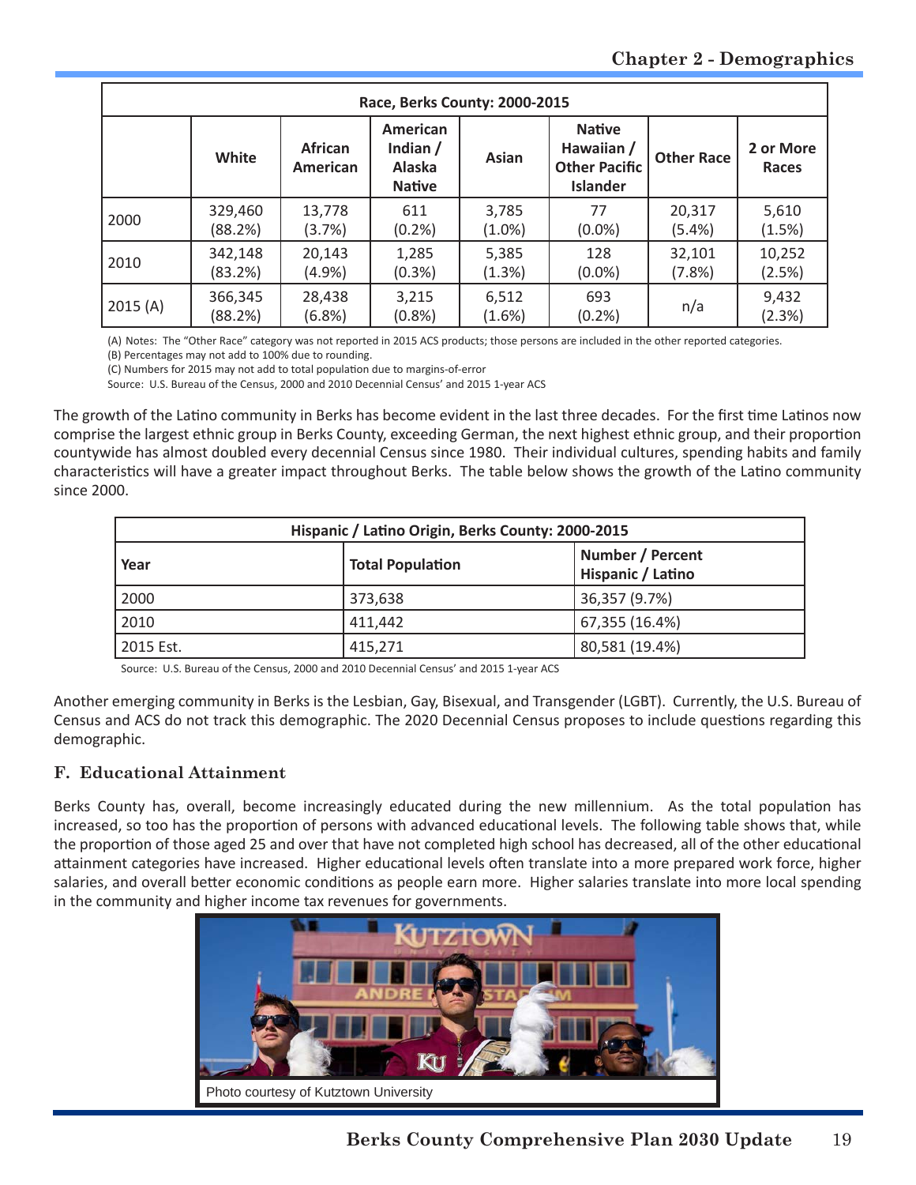| Race, Berks County: 2000-2015 | | | | | | | |
|---|---|---|---|---|---|---|---|
| | White | African American | American Indian / Alaska Native | Asian | Native Hawaiian / Other Pacific Islander | Other Race | 2 or More Races |
| 2000 | 329,460 (88.2%) | 13,778 (3.7%) | 611 (0.2%) | 3,785 (1.0%) | 77 (0.0%) | 20,317 (5.4%) | 5,610 (1.5%) |
| 2010 | 342,148 (83.2%) | 20,143 (4.9%) | 1,285 (0.3%) | 5,385 (1.3%) | 128 (0.0%) | 32,101 (7.8%) | 10,252 (2.5%) |
| 2015 (A) | 366,345 (88.2%) | 28,438 (6.8%) | 3,215 (0.8%) | 6,512 (1.6%) | 693 (0.2%) | n/a | 9,432 (2.3%) |

(A) Notes: The "Other Race" category was not reported in 2015 ACS products; those persons are included in the other reported categories.
(B) Percentages may not add to 100% due to rounding.
(C) Numbers for 2015 may not add to total population due to margins-of-error
Source: U.S. Bureau of the Census, 2000 and 2010 Decennial Census' and 2015 1-year ACS

The growth of the Latino community in Berks has become evident in the last three decades. For the first time Latinos now comprise the largest ethnic group in Berks County, exceeding German, the next highest ethnic group, and their proportion countywide has almost doubled every decennial Census since 1980. Their individual cultures, spending habits and family characteristics will have a greater impact throughout Berks. The table below shows the growth of the Latino community since 2000.

| Hispanic / Latino Origin, Berks County: 2000-2015 | | |
|---|---|---|
| Year | Total Population | Number / Percent Hispanic / Latino |
| 2000 | 373,638 | 36,357 (9.7%) |
| 2010 | 411,442 | 67,355 (16.4%) |
| 2015 Est. | 415,271 | 80,581 (19.4%) |

Source: U.S. Bureau of the Census, 2000 and 2010 Decennial Census' and 2015 1-year ACS

Another emerging community in Berks is the Lesbian, Gay, Bisexual, and Transgender (LGBT). Currently, the U.S. Bureau of Census and ACS do not track this demographic. The 2020 Decennial Census proposes to include questions regarding this demographic.

## F. Educational Attainment

Berks County has, overall, become increasingly educated during the new millennium. As the total population has increased, so too has the proportion of persons with advanced educational levels. The following table shows that, while the proportion of those aged 25 and over that have not completed high school has decreased, all of the other educational attainment categories have increased. Higher educational levels often translate into a more prepared work force, higher salaries, and overall better economic conditions as people earn more. Higher salaries translate into more local spending in the community and higher income tax revenues for governments.

Photo courtesy of Kutztown University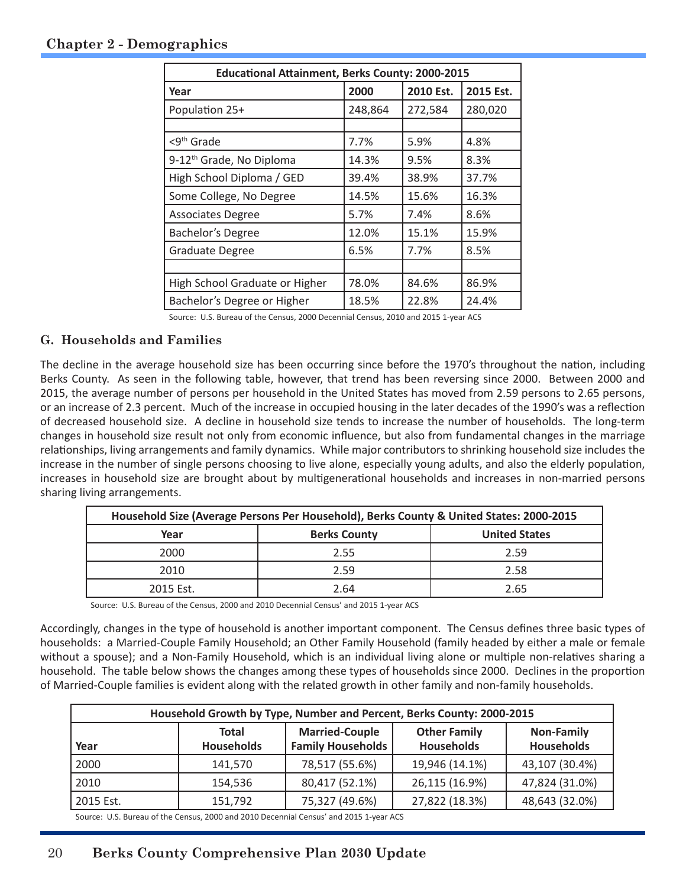| Educational Attainment, Berks County: 2000-2015 | | | |
|---|---|---|---|
| Year | 2000 | 2010 Est. | 2015 Est. |
| Population 25+ | 248,864 | 272,584 | 280,020 |
| | | | |
| <9th Grade | 7.7% | 5.9% | 4.8% |
| 9-12th Grade, No Diploma | 14.3% | 9.5% | 8.3% |
| High School Diploma / GED | 39.4% | 38.9% | 37.7% |
| Some College, No Degree | 14.5% | 15.6% | 16.3% |
| Associates Degree | 5.7% | 7.4% | 8.6% |
| Bachelor's Degree | 12.0% | 15.1% | 15.9% |
| Graduate Degree | 6.5% | 7.7% | 8.5% |
| | | | |
| High School Graduate or Higher | 78.0% | 84.6% | 86.9% |
| Bachelor's Degree or Higher | 18.5% | 22.8% | 24.4% |

Source: U.S. Bureau of the Census, 2000 Decennial Census, 2010 and 2015 1-year ACS

### G. Households and Families

The decline in the average household size has been occurring since before the 1970's throughout the nation, including Berks County. As seen in the following table, however, that trend has been reversing since 2000. Between 2000 and 2015, the average number of persons per household in the United States has moved from 2.59 persons to 2.65 persons, or an increase of 2.3 percent. Much of the increase in occupied housing in the later decades of the 1990's was a reflection of decreased household size. A decline in household size tends to increase the number of households. The long-term changes in household size result not only from economic influence, but also from fundamental changes in the marriage relationships, living arrangements and family dynamics. While major contributors to shrinking household size includes the increase in the number of single persons choosing to live alone, especially young adults, and also the elderly population, increases in household size are brought about by multigenerational households and increases in non-married persons sharing living arrangements.

| Household Size (Average Persons Per Household), Berks County & United States: 2000-2015 | | |
|---|---|---|
| Year | Berks County | United States |
| 2000 | 2.55 | 2.59 |
| 2010 | 2.59 | 2.58 |
| 2015 Est. | 2.64 | 2.65 |

Source: U.S. Bureau of the Census, 2000 and 2010 Decennial Census' and 2015 1-year ACS

Accordingly, changes in the type of household is another important component. The Census defines three basic types of households: a Married-Couple Family Household; an Other Family Household (family headed by either a male or female without a spouse); and a Non-Family Household, which is an individual living alone or multiple non-relatives sharing a household. The table below shows the changes among these types of households since 2000. Declines in the proportion of Married-Couple families is evident along with the related growth in other family and non-family households.

| Household Growth by Type, Number and Percent, Berks County: 2000-2015 | | | | |
|---|---|---|---|---|
| Year | Total Households | Married-Couple Family Households | Other Family Households | Non-Family Households |
| 2000 | 141,570 | 78,517 (55.6%) | 19,946 (14.1%) | 43,107 (30.4%) |
| 2010 | 154,536 | 80,417 (52.1%) | 26,115 (16.9%) | 47,824 (31.0%) |
| 2015 Est. | 151,792 | 75,327 (49.6%) | 27,822 (18.3%) | 48,643 (32.0%) |

Source: U.S. Bureau of the Census, 2000 and 2010 Decennial Census' and 2015 1-year ACS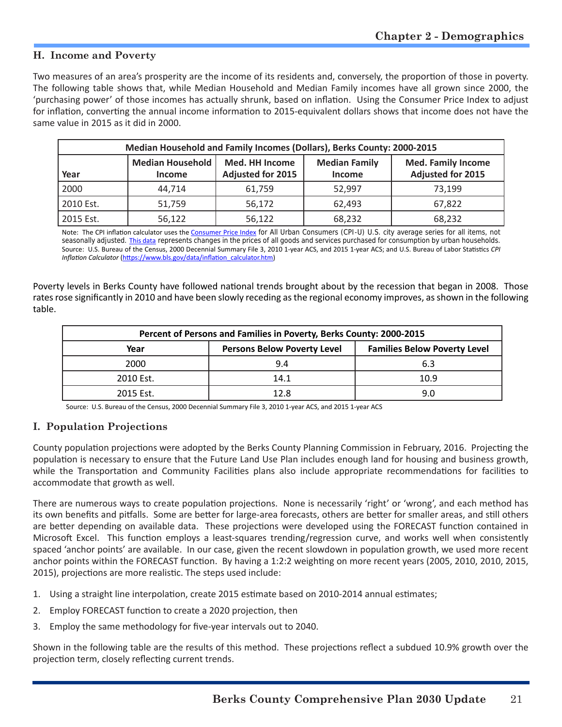## H. Income and Poverty

Two measures of an area's prosperity are the income of its residents and, conversely, the proportion of those in poverty. The following table shows that, while Median Household and Median Family incomes have all grown since 2000, the 'purchasing power' of those incomes has actually shrunk, based on inflation. Using the Consumer Price Index to adjust for inflation, converting the annual income information to 2015-equivalent dollars shows that income does not have the same value in 2015 as it did in 2000.

| Median Household and Family Incomes (Dollars), Berks County: 2000-2015 | | | | |
|---|---|---|---|---|
| Year | Median Household Income | Med. HH Income Adjusted for 2015 | Median Family Income | Med. Family Income Adjusted for 2015 |
| 2000 | 44,714 | 61,759 | 52,997 | 73,199 |
| 2010 Est. | 51,759 | 56,172 | 62,493 | 67,822 |
| 2015 Est. | 56,122 | 56,122 | 68,232 | 68,232 |

Note: The CPI inflation calculator uses the Consumer Price Index for All Urban Consumers (CPI-U) U.S. city average series for all items, not seasonally adjusted. This data represents changes in the prices of all goods and services purchased for consumption by urban households.
Source: U.S. Bureau of the Census, 2000 Decennial Summary File 3, 2010 1-year ACS, and 2015 1-year ACS; and U.S. Bureau of Labor Statistics *CPI Inflation Calculator* (https://www.bls.gov/data/inflation_calculator.htm)

Poverty levels in Berks County have followed national trends brought about by the recession that began in 2008. Those rates rose significantly in 2010 and have been slowly receding as the regional economy improves, as shown in the following table.

| Percent of Persons and Families in Poverty, Berks County: 2000-2015 | | |
|---|---|---|
| Year | Persons Below Poverty Level | Families Below Poverty Level |
| 2000 | 9.4 | 6.3 |
| 2010 Est. | 14.1 | 10.9 |
| 2015 Est. | 12.8 | 9.0 |

Source: U.S. Bureau of the Census, 2000 Decennial Summary File 3, 2010 1-year ACS, and 2015 1-year ACS

## I. Population Projections

County population projections were adopted by the Berks County Planning Commission in February, 2016. Projecting the population is necessary to ensure that the Future Land Use Plan includes enough land for housing and business growth, while the Transportation and Community Facilities plans also include appropriate recommendations for facilities to accommodate that growth as well.

There are numerous ways to create population projections. None is necessarily 'right' or 'wrong', and each method has its own benefits and pitfalls. Some are better for large-area forecasts, others are better for smaller areas, and still others are better depending on available data. These projections were developed using the FORECAST function contained in Microsoft Excel. This function employs a least-squares trending/regression curve, and works well when consistently spaced 'anchor points' are available. In our case, given the recent slowdown in population growth, we used more recent anchor points within the FORECAST function. By having a 1:2:2 weighting on more recent years (2005, 2010, 2010, 2015, 2015), projections are more realistic. The steps used include:

1. Using a straight line interpolation, create 2015 estimate based on 2010-2014 annual estimates;
2. Employ FORECAST function to create a 2020 projection, then
3. Employ the same methodology for five-year intervals out to 2040.

Shown in the following table are the results of this method. These projections reflect a subdued 10.9% growth over the projection term, closely reflecting current trends.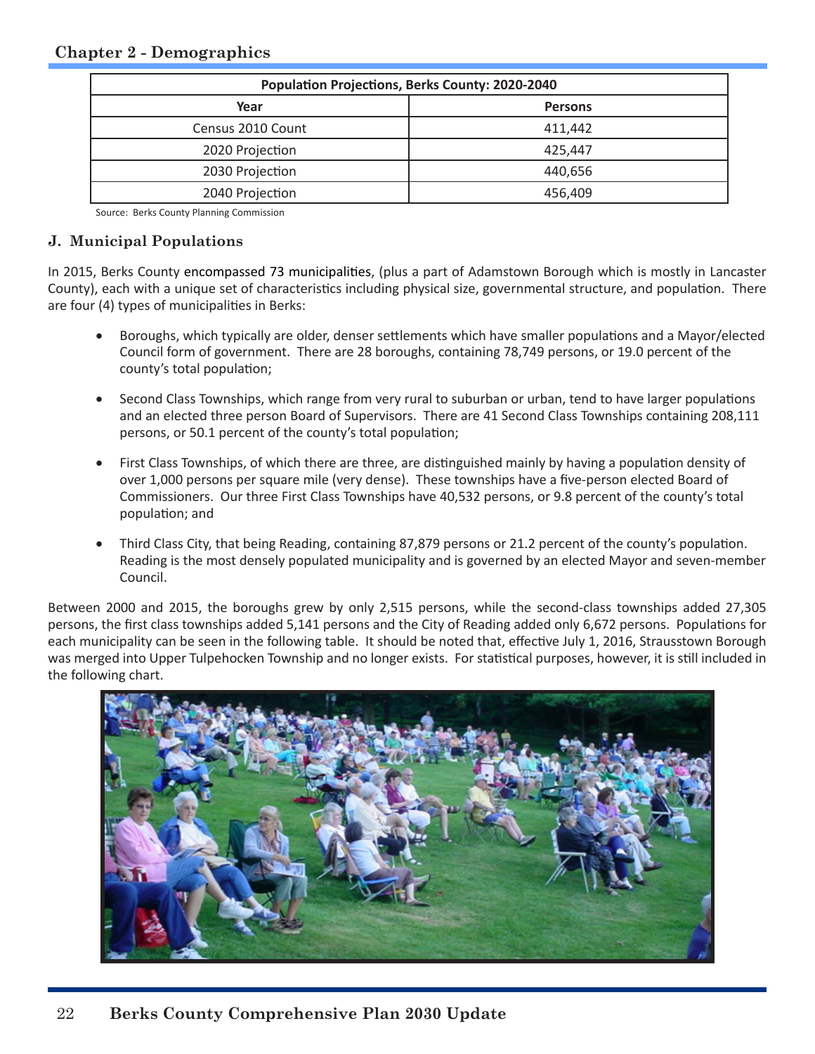| Population Projections, Berks County: 2020-2040 | |
|---|---|
| **Year** | **Persons** |
| Census 2010 Count | 411,442 |
| 2020 Projection | 425,447 |
| 2030 Projection | 440,656 |
| 2040 Projection | 456,409 |

Source: Berks County Planning Commission

### J. Municipal Populations

In 2015, Berks County encompassed 73 municipalities, (plus a part of Adamstown Borough which is mostly in Lancaster County), each with a unique set of characteristics including physical size, governmental structure, and population. There are four (4) types of municipalities in Berks:

- Boroughs, which typically are older, denser settlements which have smaller populations and a Mayor/elected Council form of government. There are 28 boroughs, containing 78,749 persons, or 19.0 percent of the county's total population;

- Second Class Townships, which range from very rural to suburban or urban, tend to have larger populations and an elected three person Board of Supervisors. There are 41 Second Class Townships containing 208,111 persons, or 50.1 percent of the county's total population;

- First Class Townships, of which there are three, are distinguished mainly by having a population density of over 1,000 persons per square mile (very dense). These townships have a five-person elected Board of Commissioners. Our three First Class Townships have 40,532 persons, or 9.8 percent of the county's total population; and

- Third Class City, that being Reading, containing 87,879 persons or 21.2 percent of the county's population. Reading is the most densely populated municipality and is governed by an elected Mayor and seven-member Council.

Between 2000 and 2015, the boroughs grew by only 2,515 persons, while the second-class townships added 27,305 persons, the first class townships added 5,141 persons and the City of Reading added only 6,672 persons. Populations for each municipality can be seen in the following table. It should be noted that, effective July 1, 2016, Strausstown Borough was merged into Upper Tulpehocken Township and no longer exists. For statistical purposes, however, it is still included in the following chart.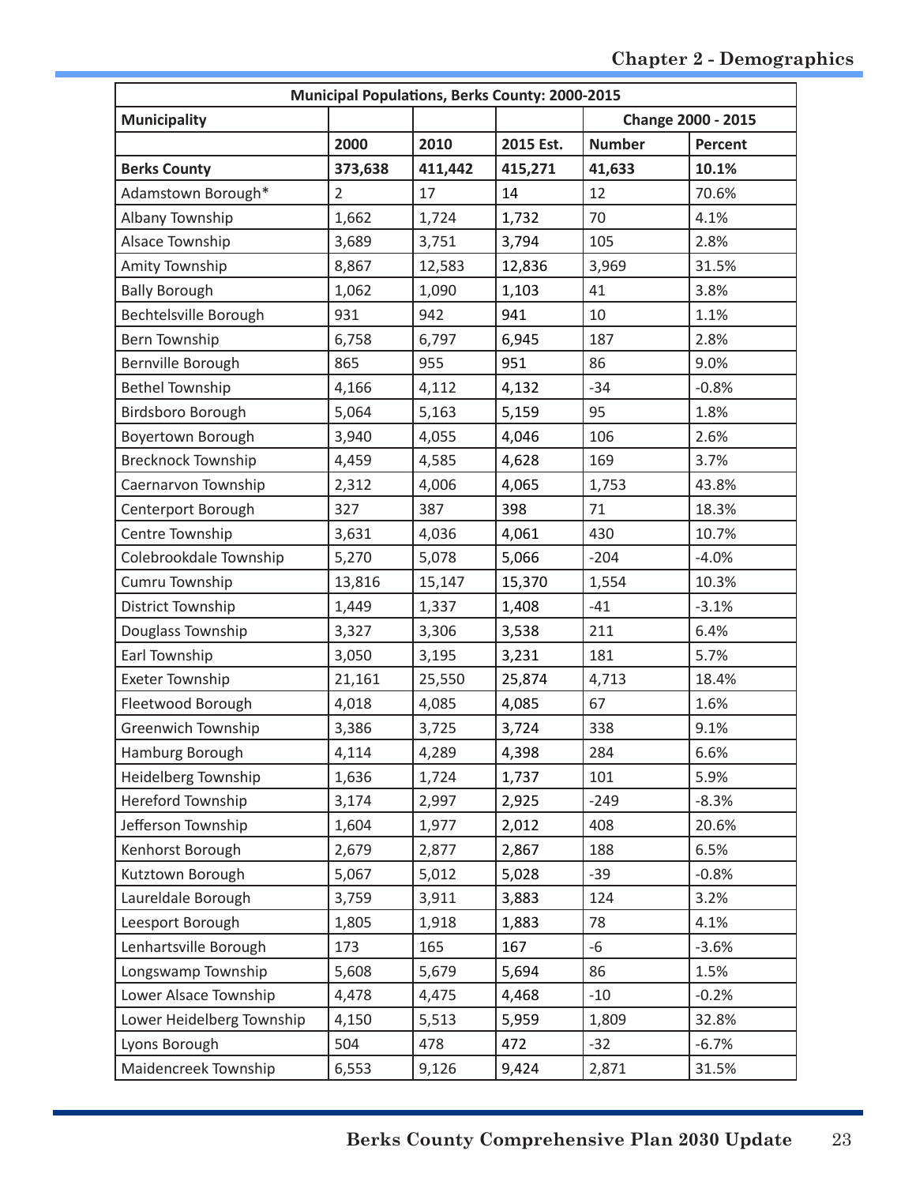| Municipal Populations, Berks County: 2000-2015 | | | | | |
|---|---|---|---|---|---|
| Municipality | | | | Change 2000 - 2015 | |
| | 2000 | 2010 | 2015 Est. | Number | Percent |
| **Berks County** | **373,638** | **411,442** | **415,271** | **41,633** | **10.1%** |
| Adamstown Borough* | 2 | 17 | 14 | 12 | 70.6% |
| Albany Township | 1,662 | 1,724 | 1,732 | 70 | 4.1% |
| Alsace Township | 3,689 | 3,751 | 3,794 | 105 | 2.8% |
| Amity Township | 8,867 | 12,583 | 12,836 | 3,969 | 31.5% |
| Bally Borough | 1,062 | 1,090 | 1,103 | 41 | 3.8% |
| Bechtelsville Borough | 931 | 942 | 941 | 10 | 1.1% |
| Bern Township | 6,758 | 6,797 | 6,945 | 187 | 2.8% |
| Bernville Borough | 865 | 955 | 951 | 86 | 9.0% |
| Bethel Township | 4,166 | 4,112 | 4,132 | -34 | -0.8% |
| Birdsboro Borough | 5,064 | 5,163 | 5,159 | 95 | 1.8% |
| Boyertown Borough | 3,940 | 4,055 | 4,046 | 106 | 2.6% |
| Brecknock Township | 4,459 | 4,585 | 4,628 | 169 | 3.7% |
| Caernarvon Township | 2,312 | 4,006 | 4,065 | 1,753 | 43.8% |
| Centerport Borough | 327 | 387 | 398 | 71 | 18.3% |
| Centre Township | 3,631 | 4,036 | 4,061 | 430 | 10.7% |
| Colebrookdale Township | 5,270 | 5,078 | 5,066 | -204 | -4.0% |
| Cumru Township | 13,816 | 15,147 | 15,370 | 1,554 | 10.3% |
| District Township | 1,449 | 1,337 | 1,408 | -41 | -3.1% |
| Douglass Township | 3,327 | 3,306 | 3,538 | 211 | 6.4% |
| Earl Township | 3,050 | 3,195 | 3,231 | 181 | 5.7% |
| Exeter Township | 21,161 | 25,550 | 25,874 | 4,713 | 18.4% |
| Fleetwood Borough | 4,018 | 4,085 | 4,085 | 67 | 1.6% |
| Greenwich Township | 3,386 | 3,725 | 3,724 | 338 | 9.1% |
| Hamburg Borough | 4,114 | 4,289 | 4,398 | 284 | 6.6% |
| Heidelberg Township | 1,636 | 1,724 | 1,737 | 101 | 5.9% |
| Hereford Township | 3,174 | 2,997 | 2,925 | -249 | -8.3% |
| Jefferson Township | 1,604 | 1,977 | 2,012 | 408 | 20.6% |
| Kenhorst Borough | 2,679 | 2,877 | 2,867 | 188 | 6.5% |
| Kutztown Borough | 5,067 | 5,012 | 5,028 | -39 | -0.8% |
| Laureldale Borough | 3,759 | 3,911 | 3,883 | 124 | 3.2% |
| Leesport Borough | 1,805 | 1,918 | 1,883 | 78 | 4.1% |
| Lenhartsville Borough | 173 | 165 | 167 | -6 | -3.6% |
| Longswamp Township | 5,608 | 5,679 | 5,694 | 86 | 1.5% |
| Lower Alsace Township | 4,478 | 4,475 | 4,468 | -10 | -0.2% |
| Lower Heidelberg Township | 4,150 | 5,513 | 5,959 | 1,809 | 32.8% |
| Lyons Borough | 504 | 478 | 472 | -32 | -6.7% |
| Maidencreek Township | 6,553 | 9,126 | 9,424 | 2,871 | 31.5% |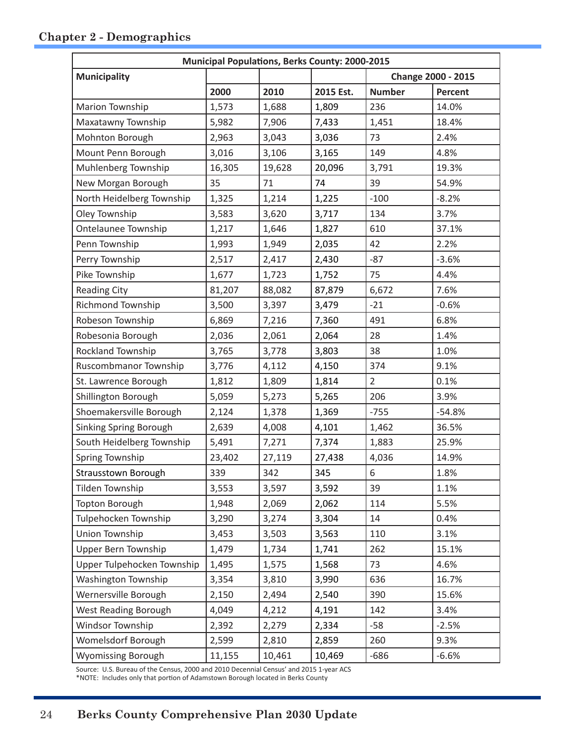| Municipal Populations, Berks County: 2000-2015 | | | | | |
|---|---|---|---|---|---|
| Municipality | | | | Change 2000 - 2015 | |
| | 2000 | 2010 | 2015 Est. | Number | Percent |
| Marion Township | 1,573 | 1,688 | 1,809 | 236 | 14.0% |
| Maxatawny Township | 5,982 | 7,906 | 7,433 | 1,451 | 18.4% |
| Mohnton Borough | 2,963 | 3,043 | 3,036 | 73 | 2.4% |
| Mount Penn Borough | 3,016 | 3,106 | 3,165 | 149 | 4.8% |
| Muhlenberg Township | 16,305 | 19,628 | 20,096 | 3,791 | 19.3% |
| New Morgan Borough | 35 | 71 | 74 | 39 | 54.9% |
| North Heidelberg Township | 1,325 | 1,214 | 1,225 | -100 | -8.2% |
| Oley Township | 3,583 | 3,620 | 3,717 | 134 | 3.7% |
| Ontelaunee Township | 1,217 | 1,646 | 1,827 | 610 | 37.1% |
| Penn Township | 1,993 | 1,949 | 2,035 | 42 | 2.2% |
| Perry Township | 2,517 | 2,417 | 2,430 | -87 | -3.6% |
| Pike Township | 1,677 | 1,723 | 1,752 | 75 | 4.4% |
| Reading City | 81,207 | 88,082 | 87,879 | 6,672 | 7.6% |
| Richmond Township | 3,500 | 3,397 | 3,479 | -21 | -0.6% |
| Robeson Township | 6,869 | 7,216 | 7,360 | 491 | 6.8% |
| Robesonia Borough | 2,036 | 2,061 | 2,064 | 28 | 1.4% |
| Rockland Township | 3,765 | 3,778 | 3,803 | 38 | 1.0% |
| Ruscombmanor Township | 3,776 | 4,112 | 4,150 | 374 | 9.1% |
| St. Lawrence Borough | 1,812 | 1,809 | 1,814 | 2 | 0.1% |
| Shillington Borough | 5,059 | 5,273 | 5,265 | 206 | 3.9% |
| Shoemakersville Borough | 2,124 | 1,378 | 1,369 | -755 | -54.8% |
| Sinking Spring Borough | 2,639 | 4,008 | 4,101 | 1,462 | 36.5% |
| South Heidelberg Township | 5,491 | 7,271 | 7,374 | 1,883 | 25.9% |
| Spring Township | 23,402 | 27,119 | 27,438 | 4,036 | 14.9% |
| Strausstown Borough | 339 | 342 | 345 | 6 | 1.8% |
| Tilden Township | 3,553 | 3,597 | 3,592 | 39 | 1.1% |
| Topton Borough | 1,948 | 2,069 | 2,062 | 114 | 5.5% |
| Tulpehocken Township | 3,290 | 3,274 | 3,304 | 14 | 0.4% |
| Union Township | 3,453 | 3,503 | 3,563 | 110 | 3.1% |
| Upper Bern Township | 1,479 | 1,734 | 1,741 | 262 | 15.1% |
| Upper Tulpehocken Township | 1,495 | 1,575 | 1,568 | 73 | 4.6% |
| Washington Township | 3,354 | 3,810 | 3,990 | 636 | 16.7% |
| Wernersville Borough | 2,150 | 2,494 | 2,540 | 390 | 15.6% |
| West Reading Borough | 4,049 | 4,212 | 4,191 | 142 | 3.4% |
| Windsor Township | 2,392 | 2,279 | 2,334 | -58 | -2.5% |
| Womelsdorf Borough | 2,599 | 2,810 | 2,859 | 260 | 9.3% |
| Wyomissing Borough | 11,155 | 10,461 | 10,469 | -686 | -6.6% |

Source: U.S. Bureau of the Census, 2000 and 2010 Decennial Census' and 2015 1-year ACS

*NOTE: Includes only that portion of Adamstown Borough located in Berks County